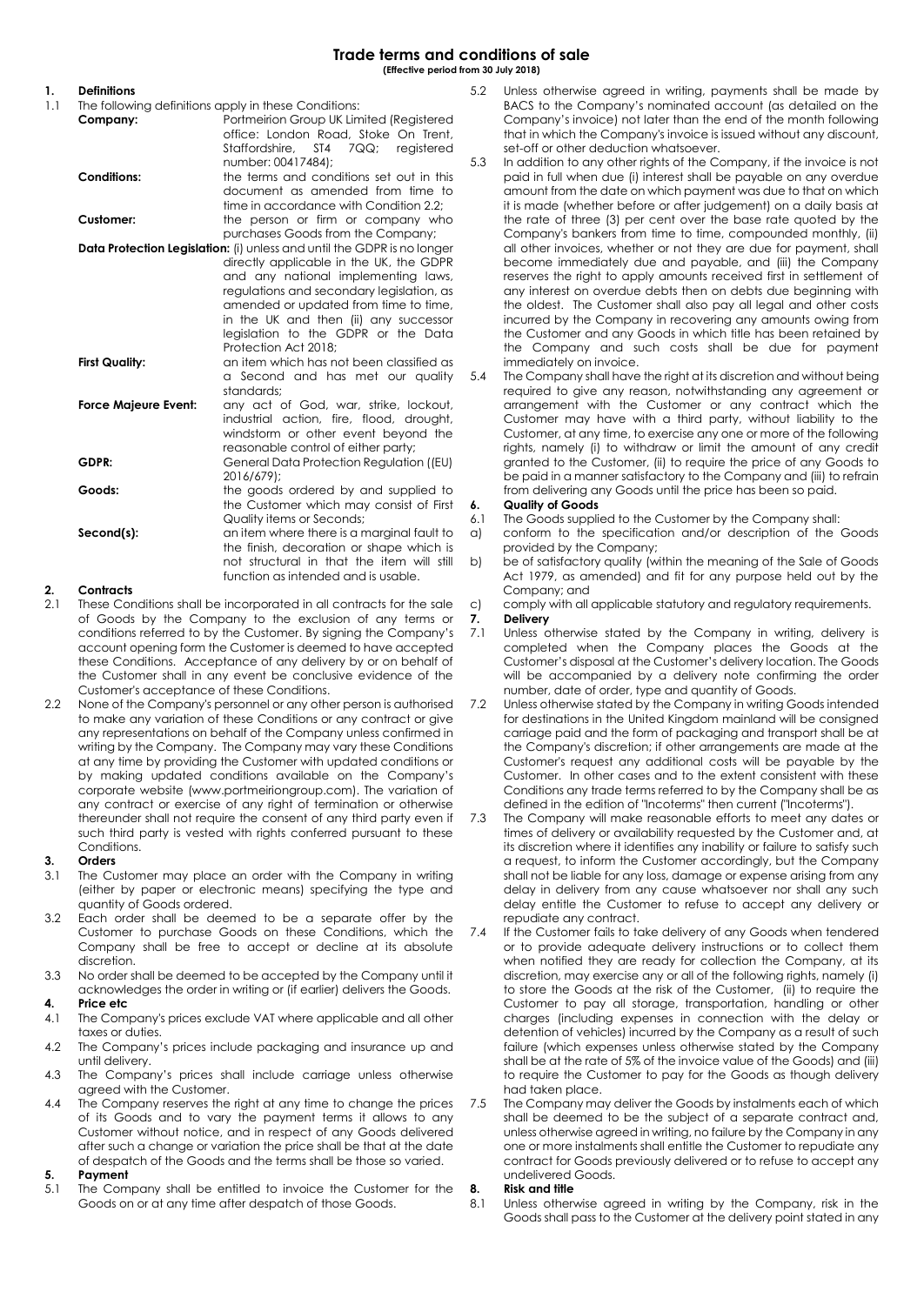# Trade terms and conditions of sale

**(Effective period from 30 July 2018)**

## 1. Definitions

1.1 The following definitions apply in these Conditions:

**Company:** Portmeirion Group UK Limited (Registered office: London Road, Stoke On Trent, Staffordshire, ST4 7QQ; registered number: 00417484);

**Conditions:** the terms and conditions set out in this document as amended from time to time in accordance with Condition 2.2;

**Customer:** the person or firm or company who purchases Goods from the Company;

**Data Protection Legislation:** (i) unless and until the GDPR is no longer directly applicable in the UK, the GDPR and any national implementing laws, regulations and secondary legislation, as amended or updated from time to time, in the UK and then (ii) any successor legislation to the GDPR or the Data Protection Act 2018;

**First Quality:** an item which has not been classified as a Second and has met our quality standards;

**Force Majeure Event:** any act of God, war, strike, lockout, industrial action, fire, flood, drought, windstorm or other event beyond the reasonable control of either party;

**GDPR:** General Data Protection Regulation ((EU) 2016/679);

**Goods:** the goods ordered by and supplied to the Customer which may consist of First Quality items or Seconds;

**Second(s):** an item where there is a marginal fault to the finish, decoration or shape which is not structural in that the item will still function as intended and is usable.

## 2. Contracts

2.1 These Conditions shall be incorporated in all contracts for the sale of Goods by the Company to the exclusion of any terms or conditions referred to by the Customer. By signing the Company's account opening form the Customer is deemed to have accepted these Conditions. Acceptance of any delivery by or on behalf of the Customer shall in any event be conclusive evidence of the Customer's acceptance of these Conditions.

2.2 None of the Company's personnel or any other person is authorised to make any variation of these Conditions or any contract or give any representations on behalf of the Company unless confirmed in writing by the Company. The Company may vary these Conditions at any time by providing the Customer with updated conditions or by making updated conditions available on the Company's corporate website (www.portmeiriongroup.com). The variation of any contract or exercise of any right of termination or otherwise thereunder shall not require the consent of any third party even if such third party is vested with rights conferred pursuant to these Conditions.

## 3. Orders

3.1 The Customer may place an order with the Company in writing (either by paper or electronic means) specifying the type and quantity of Goods ordered.

3.2 Each order shall be deemed to be a separate offer by the Customer to purchase Goods on these Conditions, which the Company shall be free to accept or decline at its absolute discretion.

3.3 No order shall be deemed to be accepted by the Company until it acknowledges the order in writing or (if earlier) delivers the Goods.

## 4. Price etc

4.1 The Company's prices exclude VAT where applicable and all other taxes or duties.

4.2 The Company's prices include packaging and insurance up and until delivery.

4.3 The Company's prices shall include carriage unless otherwise agreed with the Customer.

4.4 The Company reserves the right at any time to change the prices of its Goods and to vary the payment terms it allows to any Customer without notice, and in respect of any Goods delivered after such a change or variation the price shall be that at the date of despatch of the Goods and the terms shall be those so varied.

## 5. Payment

5.1 The Company shall be entitled to invoice the Customer for the Goods on or at any time after despatch of those Goods.

5.2 Unless otherwise agreed in writing, payments shall be made by BACS to the Company's nominated account (as detailed on the Company's invoice) not later than the end of the month following that in which the Company's invoice is issued without any discount, set-off or other deduction whatsoever.

5.3 In addition to any other rights of the Company, if the invoice is not paid in full when due (i) interest shall be payable on any overdue amount from the date on which payment was due to that on which it is made (whether before or after judgement) on a daily basis at the rate of three (3) per cent over the base rate quoted by the Company's bankers from time to time, compounded monthly, (ii) all other invoices, whether or not they are due for payment, shall become immediately due and payable, and (iii) the Company reserves the right to apply amounts received first in settlement of any interest on overdue debts then on debts due beginning with the oldest. The Customer shall also pay all legal and other costs incurred by the Company in recovering any amounts owing from the Customer and any Goods in which title has been retained by the Company and such costs shall be due for payment immediately on invoice.

5.4 The Company shall have the right at its discretion and without being required to give any reason, notwithstanding any agreement or arrangement with the Customer or any contract which the Customer may have with a third party, without liability to the Customer, at any time, to exercise any one or more of the following rights, namely (i) to withdraw or limit the amount of any credit granted to the Customer, (ii) to require the price of any Goods to be paid in a manner satisfactory to the Company and (iii) to refrain from delivering any Goods until the price has been so paid.

## 6. Quality of Goods

6.1 The Goods supplied to the Customer by the Company shall:

a) conform to the specification and/or description of the Goods provided by the Company;

b) be of satisfactory quality (within the meaning of the Sale of Goods Act 1979, as amended) and fit for any purpose held out by the Company; and

c) comply with all applicable statutory and regulatory requirements.

## 7. Delivery

7.1 Unless otherwise stated by the Company in writing, delivery is completed when the Company places the Goods at the Customer's disposal at the Customer's delivery location. The Goods will be accompanied by a delivery note confirming the order number, date of order, type and quantity of Goods.

7.2 Unless otherwise stated by the Company in writing Goods intended for destinations in the United Kingdom mainland will be consigned carriage paid and the form of packaging and transport shall be at the Company's discretion; if other arrangements are made at the Customer's request any additional costs will be payable by the Customer. In other cases and to the extent consistent with these Conditions any trade terms referred to by the Company shall be as defined in the edition of "Incoterms" then current ("Incoterms").

7.3 The Company will make reasonable efforts to meet any dates or times of delivery or availability requested by the Customer and, at its discretion where it identifies any inability or failure to satisfy such a request, to inform the Customer accordingly, but the Company shall not be liable for any loss, damage or expense arising from any delay in delivery from any cause whatsoever nor shall any such delay entitle the Customer to refuse to accept any delivery or repudiate any contract.

7.4 If the Customer fails to take delivery of any Goods when tendered or to provide adequate delivery instructions or to collect them when notified they are ready for collection the Company, at its discretion, may exercise any or all of the following rights, namely (i) to store the Goods at the risk of the Customer, (ii) to require the Customer to pay all storage, transportation, handling or other charges (including expenses in connection with the delay or detention of vehicles) incurred by the Company as a result of such failure (which expenses unless otherwise stated by the Company shall be at the rate of 5% of the invoice value of the Goods) and (iii) to require the Customer to pay for the Goods as though delivery had taken place.

7.5 The Company may deliver the Goods by instalments each of which shall be deemed to be the subject of a separate contract and, unless otherwise agreed in writing, no failure by the Company in any one or more instalments shall entitle the Customer to repudiate any contract for Goods previously delivered or to refuse to accept any undelivered Goods.

## 8. Risk and title

8.1 Unless otherwise agreed in writing by the Company, risk in the Goods shall pass to the Customer at the delivery point stated in any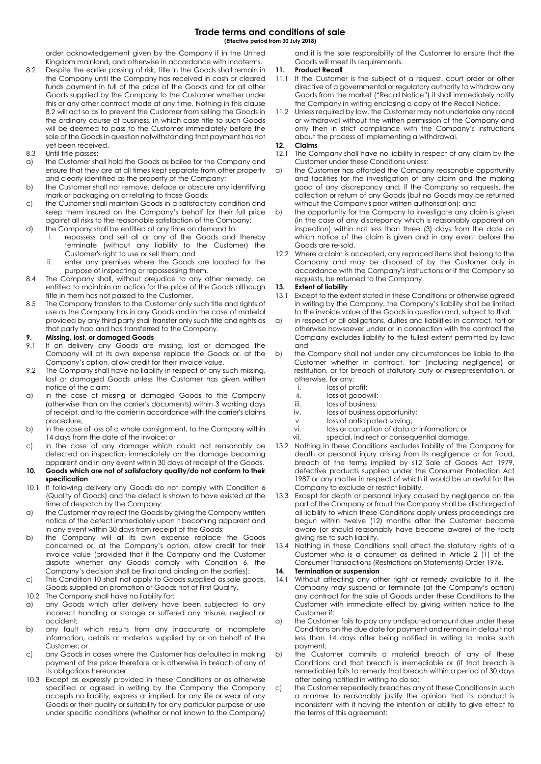order acknowledgement given by the Company if in the United Kingdom mainland, and otherwise in accordance with Incoterms.

8.2 Despite the earlier passing of risk, title in the Goods shall remain in the Company until the Company has received in cash or cleared funds payment in full of the price of the Goods and for all other Goods supplied by the Company to the Customer whether under this or any other contract made at any time. Nothing in this clause 8.2 will act so as to prevent the Customer from selling the Goods in the ordinary course of business, in which case title to such Goods will be deemed to pass to the Customer immediately before the sale of the Goods in question notwithstanding that payment has not yet been received.

8.3 Until title passes:

a) the Customer shall hold the Goods as bailee for the Company and ensure that they are at all times kept separate from other property and clearly identified as the property of the Company;

b) the Customer shall not remove, deface or obscure any identifying mark or packaging on or relating to those Goods;

c) the Customer shall maintain Goods in a satisfactory condition and keep them insured on the Company's behalf for their full price against all risks to the reasonable satisfaction of the Company;

d) the Company shall be entitled at any time on demand to:
   i. repossess and sell all or any of the Goods and thereby terminate (without any liability to the Customer) the Customer's right to use or sell them; and
   ii. enter any premises where the Goods are located for the purpose of inspecting or repossessing them.

8.4 The Company shall, without prejudice to any other remedy, be entitled to maintain an action for the price of the Goods although title in them has not passed to the Customer.

8.5 The Company transfers to the Customer only such title and rights of use as the Company has in any Goods and in the case of material provided by any third party shall transfer only such title and rights as that party had and has transferred to the Company.

## 9. Missing, lost, or damaged Goods

9.1 If on delivery any Goods are missing, lost or damaged the Company will at its own expense replace the Goods or, at the Company's option, allow credit for their invoice value.

9.2 The Company shall have no liability in respect of any such missing, lost or damaged Goods unless the Customer has given written notice of the claim:

a) in the case of missing or damaged Goods to the Company (otherwise than on the carrier's documents) within 3 working days of receipt, and to the carrier in accordance with the carrier's claims procedure;

b) in the case of loss of a whole consignment, to the Company within 14 days from the date of the invoice; or

c) in the case of any damage which could not reasonably be detected on inspection immediately on the damage becoming apparent and in any event within 30 days of receipt of the Goods.

## 10. Goods which are not of satisfactory quality/do not conform to their specification

10.1 If following delivery any Goods do not comply with Condition 6 (Quality of Goods) and the defect is shown to have existed at the time of despatch by the Company:

a) the Customer may reject the Goods by giving the Company written notice of the defect immediately upon it becoming apparent and in any event within 30 days from receipt of the Goods;

b) the Company will at its own expense replace the Goods concerned or, at the Company's option, allow credit for their invoice value (provided that if the Company and the Customer dispute whether any Goods comply with Condition 6, the Company's decision shall be final and binding on the parties);

c) This Condition 10 shall not apply to Goods supplied as sale goods, Goods supplied on promotion or Goods not of First Quality.

10.2 The Company shall have no liability for:

a) any Goods which after delivery have been subjected to any incorrect handling or storage or suffered any misuse, neglect or accident;

b) any fault which results from any inaccurate or incomplete information, details or materials supplied by or on behalf of the Customer; or

c) any Goods in cases where the Customer has defaulted in making payment of the price therefore or is otherwise in breach of any of its obligations hereunder.

10.3 Except as expressly provided in these Conditions or as otherwise specified or agreed in writing by the Company the Company accepts no liability, express or implied, for any life or wear of any Goods or their quality or suitability for any particular purpose or use under specific conditions (whether or not known to the Company) and it is the sole responsibility of the Customer to ensure that the Goods will meet its requirements.

## 11. Product Recall

11.1 If the Customer is the subject of a request, court order or other directive of a governmental or regulatory authority to withdraw any Goods from the market ("Recall Notice") it shall immediately notify the Company in writing enclosing a copy of the Recall Notice.

11.2 Unless required by law, the Customer may not undertake any recall or withdrawal without the written permission of the Company and only then in strict compliance with the Company's instructions about the process of implementing a withdrawal.

## 12. Claims

12.1 The Company shall have no liability in respect of any claim by the Customer under these Conditions unless:

a) the Customer has afforded the Company reasonable opportunity and facilities for the investigation of any claim and the making good of any discrepancy and, if the Company so requests, the collection or return of any Goods (but no Goods may be returned without the Company's prior written authorisation); and

b) the opportunity for the Company to investigate any claim is given (in the case of any discrepancy which is reasonably apparent on inspection) within not less than three (3) days from the date on which notice of the claim is given and in any event before the Goods are re-sold.

12.2 Where a claim is accepted, any replaced items shall belong to the Company and may be disposed of by the Customer only in accordance with the Company's instructions or if the Company so requests, be returned to the Company.

## 13. Extent of liability

13.1 Except to the extent stated in these Conditions or otherwise agreed in writing by the Company, the Company's liability shall be limited to the invoice value of the Goods in question and, subject to that:

a) in respect of all obligations, duties and liabilities in contract, tort or otherwise howsoever under or in connection with the contract the Company excludes liability to the fullest extent permitted by law; and

b) the Company shall not under any circumstances be liable to the Customer whether in contract, tort (including negligence) or restitution, or for breach of statutory duty or misrepresentation, or otherwise, for any:
   i. loss of profit;
   ii. loss of goodwill;
   iii. loss of business;
   iv. loss of business opportunity;
   v. loss of anticipated saving;
   vi. loss or corruption of data or information; or
   vii. special, indirect or consequential damage.

13.2 Nothing in these Conditions excludes liability of the Company for death or personal injury arising from its negligence or for fraud, breach of the terms implied by s12 Sale of Goods Act 1979, defective products supplied under the Consumer Protection Act 1987 or any matter in respect of which it would be unlawful for the Company to exclude or restrict liability.

13.3 Except for death or personal injury caused by negligence on the part of the Company or fraud the Company shall be discharged of all liability to which these Conditions apply unless proceedings are begun within twelve (12) months after the Customer became aware (or should reasonably have become aware) of the facts giving rise to such liability.

13.4 Nothing in these Conditions shall affect the statutory rights of a Customer who is a consumer as defined in Article 2 (1) of the Consumer Transactions (Restrictions on Statements) Order 1976.

## 14. Termination or suspension

14.1 Without affecting any other right or remedy available to it, the Company may suspend or terminate (at the Company's option) any contract for the sale of Goods under these Conditions to the Customer with immediate effect by giving written notice to the Customer if:

a) the Customer fails to pay any undisputed amount due under these Conditions on the due date for payment and remains in default not less than 14 days after being notified in writing to make such payment;

b) the Customer commits a material breach of any of these Conditions and that breach is irremediable or (if that breach is remediable) fails to remedy that breach within a period of 30 days after being notified in writing to do so;

c) the Customer repeatedly breaches any of these Conditions in such a manner to reasonably justify the opinion that its conduct is inconsistent with it having the intention or ability to give effect to the terms of this agreement;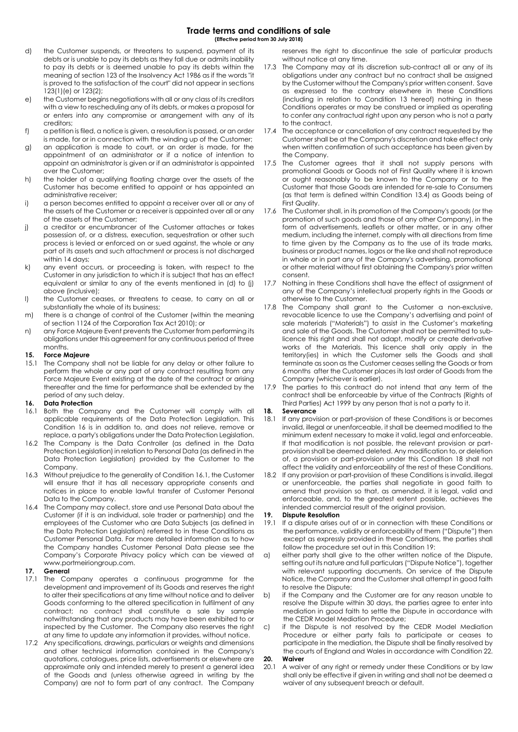d) the Customer suspends, or threatens to suspend, payment of its debts or is unable to pay its debts as they fall due or admits inability to pay its debts or is deemed unable to pay its debts within the meaning of section 123 of the Insolvency Act 1986 as if the words "it is proved to the satisfaction of the court" did not appear in sections 123(1)(e) or 123(2);

e) the Customer begins negotiations with all or any class of its creditors with a view to rescheduling any of its debts, or makes a proposal for or enters into any compromise or arrangement with any of its creditors;

f) a petition is filed, a notice is given, a resolution is passed, or an order is made, for or in connection with the winding up of the Customer;

g) an application is made to court, or an order is made, for the appointment of an administrator or if a notice of intention to appoint an administrator is given or if an administrator is appointed over the Customer;

h) the holder of a qualifying floating charge over the assets of the Customer has become entitled to appoint or has appointed an administrative receiver;

i) a person becomes entitled to appoint a receiver over all or any of the assets of the Customer or a receiver is appointed over all or any of the assets of the Customer;

j) a creditor or encumbrancer of the Customer attaches or takes possession of, or a distress, execution, sequestration or other such process is levied or enforced on or sued against, the whole or any part of its assets and such attachment or process is not discharged within 14 days;

k) any event occurs, or proceeding is taken, with respect to the Customer in any jurisdiction to which it is subject that has an effect equivalent or similar to any of the events mentioned in (d) to (j) above (inclusive);

l) the Customer ceases, or threatens to cease, to carry on all or substantially the whole of its business;

m) there is a change of control of the Customer (within the meaning of section 1124 of the Corporation Tax Act 2010); or

n) any Force Majeure Event prevents the Customer from performing its obligations under this agreement for any continuous period of three months.

**15. Force Majeure**

15.1 The Company shall not be liable for any delay or other failure to perform the whole or any part of any contract resulting from any Force Majeure Event existing at the date of the contract or arising thereafter and the time for performance shall be extended by the period of any such delay.

**16. Data Protection**

16.1 Both the Company and the Customer will comply with all applicable requirements of the Data Protection Legislation. This Condition 16 is in addition to, and does not relieve, remove or replace, a party's obligations under the Data Protection Legislation.

16.2 The Company is the Data Controller (as defined in the Data Protection Legislation) in relation to Personal Data (as defined in the Data Protection Legislation) provided by the Customer to the Company.

16.3 Without prejudice to the generality of Condition 16.1, the Customer will ensure that it has all necessary appropriate consents and notices in place to enable lawful transfer of Customer Personal Data to the Company.

16.4 The Company may collect, store and use Personal Data about the Customer (if it is an individual, sole trader or partnership) and the employees of the Customer who are Data Subjects (as defined in the Data Protection Legislation) referred to in these Conditions as Customer Personal Data. For more detailed information as to how the Company handles Customer Personal Data please see the Company's Corporate Privacy policy which can be viewed at www.portmeiriongroup.com.

**17. General**

17.1 The Company operates a continuous programme for the development and improvement of its Goods and reserves the right to alter their specifications at any time without notice and to deliver Goods conforming to the altered specification in fulfilment of any contract; no contract shall constitute a sale by sample notwithstanding that any products may have been exhibited to or inspected by the Customer. The Company also reserves the right at any time to update any information it provides, without notice.

17.2 Any specifications, drawings, particulars or weights and dimensions and other technical information contained in the Company's quotations, catalogues, price lists, advertisements or elsewhere are approximate only and intended merely to present a general idea of the Goods and (unless otherwise agreed in writing by the Company) are not to form part of any contract. The Company reserves the right to discontinue the sale of particular products without notice at any time.

17.3 The Company may at its discretion sub-contract all or any of its obligations under any contract but no contract shall be assigned by the Customer without the Company's prior written consent. Save as expressed to the contrary elsewhere in these Conditions (including in relation to Condition 13 hereof) nothing in these Conditions operates or may be construed or implied as operating to confer any contractual right upon any person who is not a party to the contract.

17.4 The acceptance or cancellation of any contract requested by the Customer shall be at the Company's discretion and take effect only when written confirmation of such acceptance has been given by the Company.

17.5 The Customer agrees that it shall not supply persons with promotional Goods or Goods not of First Quality where it is known or ought reasonably to be known to the Company or to the Customer that those Goods are intended for re-sale to Consumers (as that term is defined within Condition 13.4) as Goods being of First Quality.

17.6 The Customer shall, in its promotion of the Company's goods (or the promotion of such goods and those of any other Company), in the form of advertisements, leaflets or other matter, or in any other medium, including the internet, comply with all directions from time to time given by the Company as to the use of its trade marks, business or product names, logos or the like and shall not reproduce in whole or in part any of the Company's advertising, promotional or other material without first obtaining the Company's prior written consent.

17.7 Nothing in these Conditions shall have the effect of assignment of any of the Company's intellectual property rights in the Goods or otherwise to the Customer.

17.8 The Company shall grant to the Customer a non-exclusive, revocable licence to use the Company's advertising and point of sale materials ("Materials") to assist in the Customer's marketing and sale of the Goods. The Customer shall not be permitted to sub-licence this right and shall not adapt, modify or create derivative works of the Materials. This licence shall only apply in the territory(ies) in which the Customer sells the Goods and shall terminate as soon as the Customer ceases selling the Goods or from 6 months after the Customer places its last order of Goods from the Company (whichever is earlier).

17.9 The parties to this contract do not intend that any term of the contract shall be enforceable by virtue of the Contracts (Rights of Third Parties) Act 1999 by any person that is not a party to it.

**18. Severance**

18.1 If any provision or part-provision of these Conditions is or becomes invalid, illegal or unenforceable, it shall be deemed modified to the minimum extent necessary to make it valid, legal and enforceable. If that modification is not possible, the relevant provision or part-provision shall be deemed deleted. Any modification to, or deletion of, a provision or part-provision under this Condition 18 shall not affect the validity and enforceability of the rest of these Conditions.

18.2 If any provision or part-provision of these Conditions is invalid, illegal or unenforceable, the parties shall negotiate in good faith to amend that provision so that, as amended, it is legal, valid and enforceable, and, to the greatest extent possible, achieves the intended commercial result of the original provision.

**19. Dispute Resolution**

19.1 If a dispute arises out of or in connection with these Conditions or the performance, validity or enforceability of them ("Dispute") then except as expressly provided in these Conditions, the parties shall follow the procedure set out in this Condition 19:

a) either party shall give to the other written notice of the Dispute, setting out its nature and full particulars ("Dispute Notice"), together with relevant supporting documents. On service of the Dispute Notice, the Company and the Customer shall attempt in good faith to resolve the Dispute;

b) if the Company and the Customer are for any reason unable to resolve the Dispute within 30 days, the parties agree to enter into mediation in good faith to settle the Dispute in accordance with the CEDR Model Mediation Procedure;

c) if the Dispute is not resolved by the CEDR Model Mediation Procedure or either party fails to participate or ceases to participate in the mediation, the Dispute shall be finally resolved by the courts of England and Wales in accordance with Condition 22.

**20. Waiver**

20.1 A waiver of any right or remedy under these Conditions or by law shall only be effective if given in writing and shall not be deemed a waiver of any subsequent breach or default.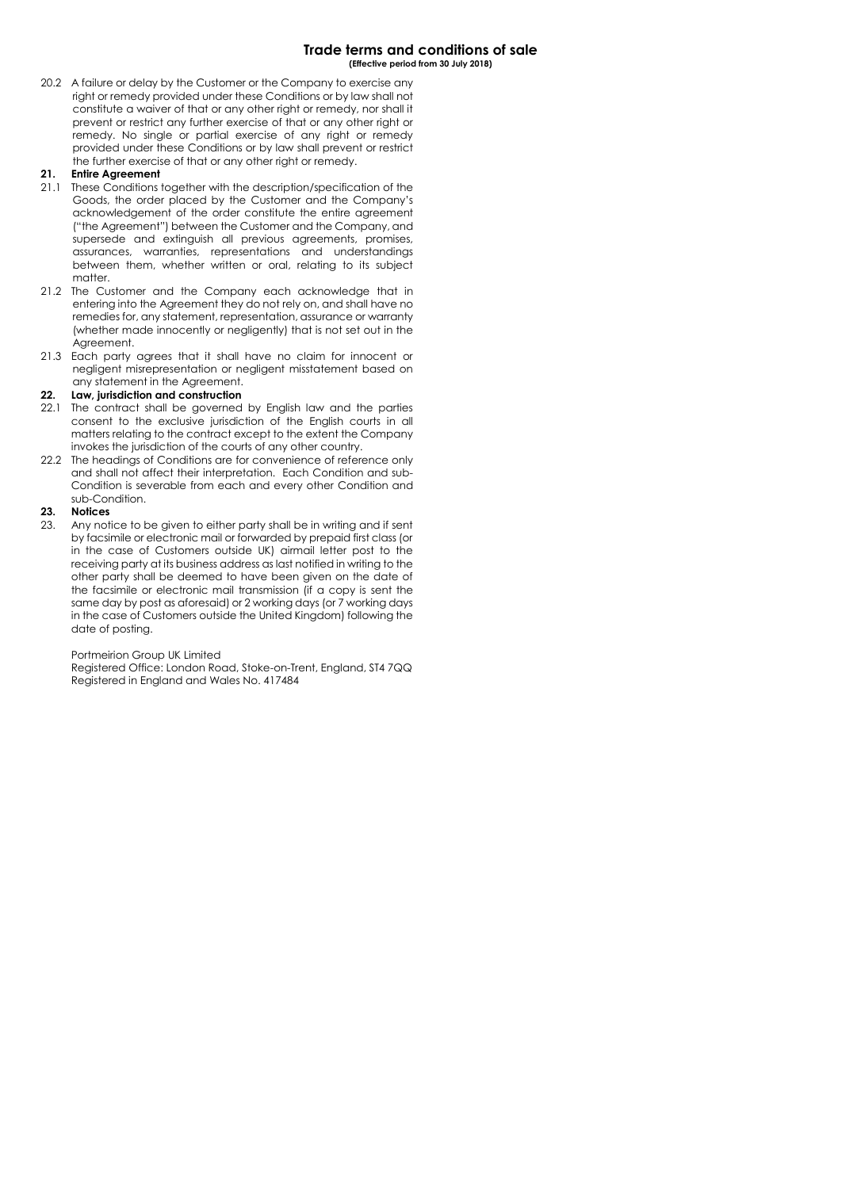# Trade terms and conditions of sale

**(Effective period from 30 July 2018)**

20.2 A failure or delay by the Customer or the Company to exercise any right or remedy provided under these Conditions or by law shall not constitute a waiver of that or any other right or remedy, nor shall it prevent or restrict any further exercise of that or any other right or remedy. No single or partial exercise of any right or remedy provided under these Conditions or by law shall prevent or restrict the further exercise of that or any other right or remedy.

**21. Entire Agreement**

21.1 These Conditions together with the description/specification of the Goods, the order placed by the Customer and the Company's acknowledgement of the order constitute the entire agreement ("the Agreement") between the Customer and the Company, and supersede and extinguish all previous agreements, promises, assurances, warranties, representations and understandings between them, whether written or oral, relating to its subject matter.

21.2 The Customer and the Company each acknowledge that in entering into the Agreement they do not rely on, and shall have no remedies for, any statement, representation, assurance or warranty (whether made innocently or negligently) that is not set out in the Agreement.

21.3 Each party agrees that it shall have no claim for innocent or negligent misrepresentation or negligent misstatement based on any statement in the Agreement.

**22. Law, jurisdiction and construction**

22.1 The contract shall be governed by English law and the parties consent to the exclusive jurisdiction of the English courts in all matters relating to the contract except to the extent the Company invokes the jurisdiction of the courts of any other country.

22.2 The headings of Conditions are for convenience of reference only and shall not affect their interpretation. Each Condition and sub-Condition is severable from each and every other Condition and sub-Condition.

**23. Notices**

23. Any notice to be given to either party shall be in writing and if sent by facsimile or electronic mail or forwarded by prepaid first class (or in the case of Customers outside UK) airmail letter post to the receiving party at its business address as last notified in writing to the other party shall be deemed to have been given on the date of the facsimile or electronic mail transmission (if a copy is sent the same day by post as aforesaid) or 2 working days (or 7 working days in the case of Customers outside the United Kingdom) following the date of posting.

Portmeirion Group UK Limited
Registered Office: London Road, Stoke-on-Trent, England, ST4 7QQ
Registered in England and Wales No. 417484